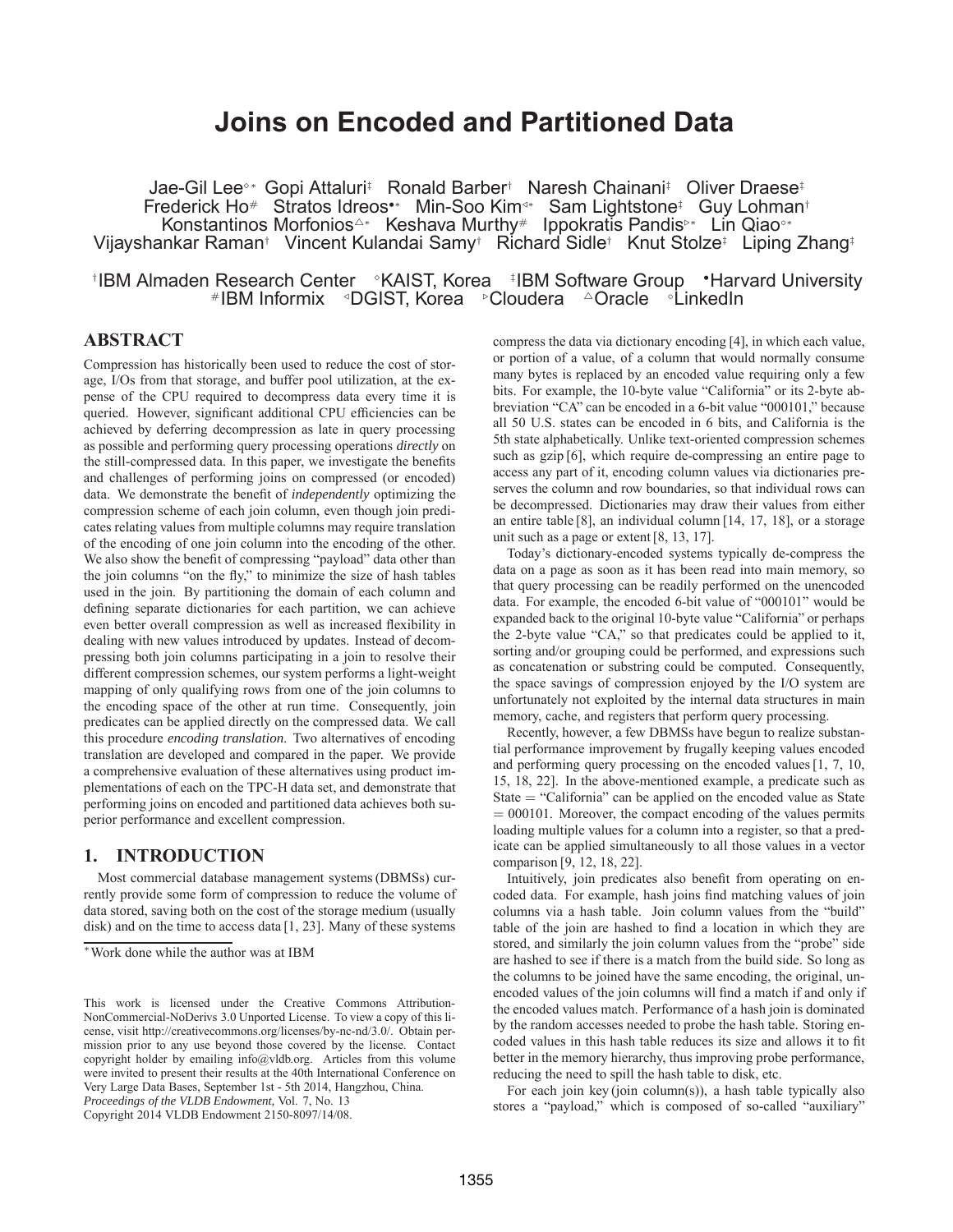# Joins on Encoded and Partitioned Data

Jae-Gil Lee[◇*] Gopi Attaluri[‡] Ronald Barber[†] Naresh Chainani[‡] Oliver Draese[‡]
Frederick Ho[#] Stratos Idreos[•*] Min-Soo Kim[◁*] Sam Lightstone[‡] Guy Lohman[†]
Konstantinos Morfonios[△*] Keshava Murthy[#] Ippokratis Pandis[▷*] Lin Qiao[◦*]
Vijayshankar Raman[†] Vincent Kulandai Samy[†] Richard Sidle[†] Knut Stolze[‡] Liping Zhang[‡]

[†]IBM Almaden Research Center [◇]KAIST, Korea [‡]IBM Software Group [•]Harvard University
[#]IBM Informix [◁]DGIST, Korea [▷]Cloudera [△]Oracle [◦]LinkedIn

## ABSTRACT

Compression has historically been used to reduce the cost of storage, I/Os from that storage, and buffer pool utilization, at the expense of the CPU required to decompress data every time it is queried. However, significant additional CPU efficiencies can be achieved by deferring decompression as late in query processing as possible and performing query processing operations *directly* on the still-compressed data. In this paper, we investigate the benefits and challenges of performing joins on compressed (or encoded) data. We demonstrate the benefit of *independently* optimizing the compression scheme of each join column, even though join predicates relating values from multiple columns may require translation of the encoding of one join column into the encoding of the other. We also show the benefit of compressing "payload" data other than the join columns "on the fly," to minimize the size of hash tables used in the join. By partitioning the domain of each column and defining separate dictionaries for each partition, we can achieve even better overall compression as well as increased flexibility in dealing with new values introduced by updates. Instead of decompressing both join columns participating in a join to resolve their different compression schemes, our system performs a light-weight mapping of only qualifying rows from one of the join columns to the encoding space of the other at run time. Consequently, join predicates can be applied directly on the compressed data. We call this procedure *encoding translation*. Two alternatives of encoding translation are developed and compared in the paper. We provide a comprehensive evaluation of these alternatives using product implementations of each on the TPC-H data set, and demonstrate that performing joins on encoded and partitioned data achieves both superior performance and excellent compression.

## 1. INTRODUCTION

Most commercial database management systems (DBMSs) currently provide some form of compression to reduce the volume of data stored, saving both on the cost of the storage medium (usually disk) and on the time to access data [1, 23]. Many of these systems compress the data via dictionary encoding [4], in which each value, or portion of a value, of a column that would normally consume many bytes is replaced by an encoded value requiring only a few bits. For example, the 10-byte value "California" or its 2-byte abbreviation "CA" can be encoded in a 6-bit value "000101," because all 50 U.S. states can be encoded in 6 bits, and California is the 5th state alphabetically. Unlike text-oriented compression schemes such as gzip [6], which require de-compressing an entire page to access any part of it, encoding column values via dictionaries preserves the column and row boundaries, so that individual rows can be decompressed. Dictionaries may draw their values from either an entire table [8], an individual column [14, 17, 18], or a storage unit such as a page or extent [8, 13, 17].

Today's dictionary-encoded systems typically de-compress the data on a page as soon as it has been read into main memory, so that query processing can be readily performed on the unencoded data. For example, the encoded 6-bit value of "000101" would be expanded back to the original 10-byte value "California" or perhaps the 2-byte value "CA," so that predicates could be applied to it, sorting and/or grouping could be performed, and expressions such as concatenation or substring could be computed. Consequently, the space savings of compression enjoyed by the I/O system are unfortunately not exploited by the internal data structures in main memory, cache, and registers that perform query processing.

Recently, however, a few DBMSs have begun to realize substantial performance improvement by frugally keeping values encoded and performing query processing on the encoded values [1, 7, 10, 15, 18, 22]. In the above-mentioned example, a predicate such as State = "California" can be applied on the encoded value as State = 000101. Moreover, the compact encoding of the values permits loading multiple values for a column into a register, so that a predicate can be applied simultaneously to all those values in a vector comparison [9, 12, 18, 22].

Intuitively, join predicates also benefit from operating on encoded data. For example, hash joins find matching values of join columns via a hash table. Join column values from the "build" table of the join are hashed to find a location in which they are stored, and similarly the join column values from the "probe" side are hashed to see if there is a match from the build side. So long as the columns to be joined have the same encoding, the original, unencoded values of the join columns will find a match if and only if the encoded values match. Performance of a hash join is dominated by the random accesses needed to probe the hash table. Storing encoded values in this hash table reduces its size and allows it to fit better in the memory hierarchy, thus improving probe performance, reducing the need to spill the hash table to disk, etc.

For each join key (join column(s)), a hash table typically also stores a "payload," which is composed of so-called "auxiliary"

[*]Work done while the author was at IBM

This work is licensed under the Creative Commons Attribution-NonCommercial-NoDerivs 3.0 Unported License. To view a copy of this license, visit http://creativecommons.org/licenses/by-nc-nd/3.0/. Obtain permission prior to any use beyond those covered by the license. Contact copyright holder by emailing info@vldb.org. Articles from this volume were invited to present their results at the 40th International Conference on Very Large Data Bases, September 1st - 5th 2014, Hangzhou, China.
*Proceedings of the VLDB Endowment,* Vol. 7, No. 13
Copyright 2014 VLDB Endowment 2150-8097/14/08.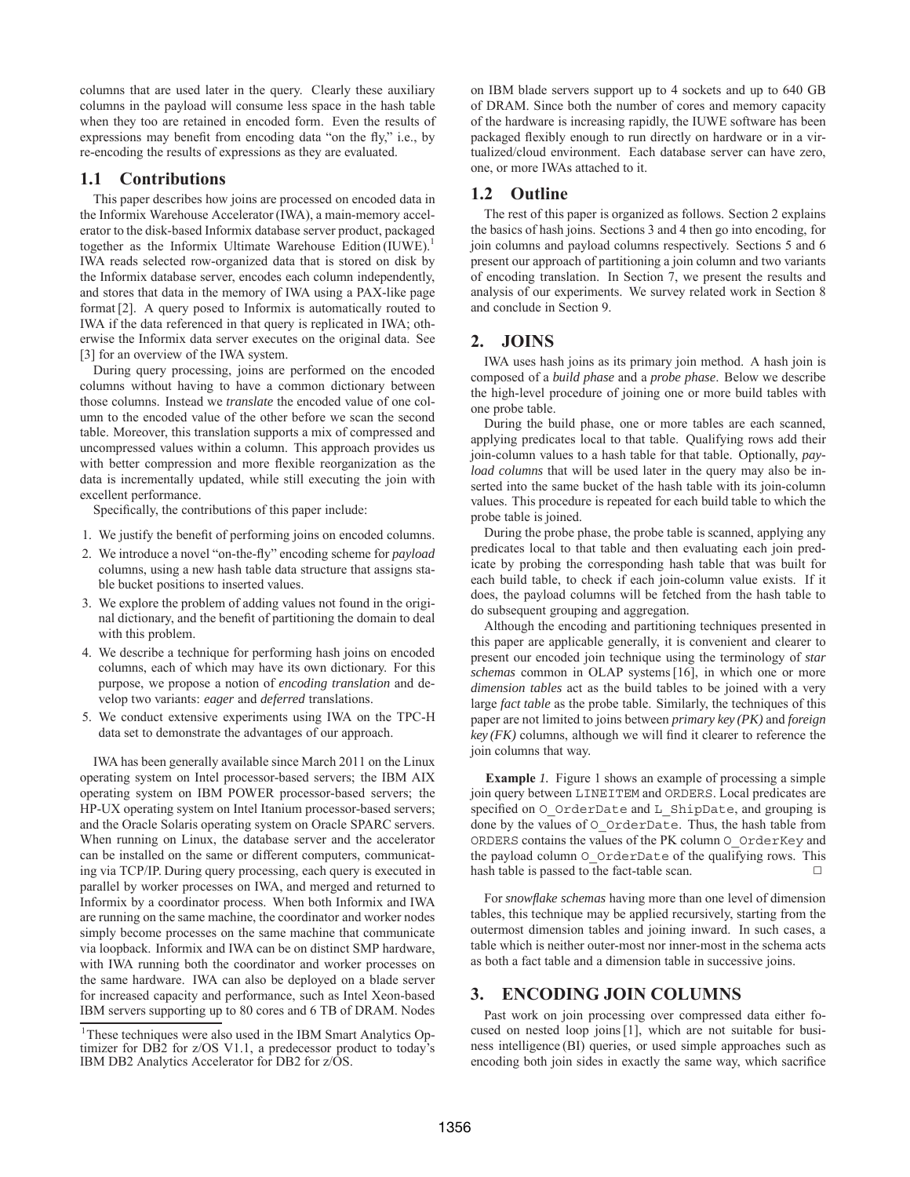columns that are used later in the query. Clearly these auxiliary columns in the payload will consume less space in the hash table when they too are retained in encoded form. Even the results of expressions may benefit from encoding data "on the fly," i.e., by re-encoding the results of expressions as they are evaluated.

## 1.1 Contributions

This paper describes how joins are processed on encoded data in the Informix Warehouse Accelerator (IWA), a main-memory accelerator to the disk-based Informix database server product, packaged together as the Informix Ultimate Warehouse Edition (IUWE).[1] IWA reads selected row-organized data that is stored on disk by the Informix database server, encodes each column independently, and stores that data in the memory of IWA using a PAX-like page format [2]. A query posed to Informix is automatically routed to IWA if the data referenced in that query is replicated in IWA; otherwise the Informix data server executes on the original data. See [3] for an overview of the IWA system.

During query processing, joins are performed on the encoded columns without having to have a common dictionary between those columns. Instead we *translate* the encoded value of one column to the encoded value of the other before we scan the second table. Moreover, this translation supports a mix of compressed and uncompressed values within a column. This approach provides us with better compression and more flexible reorganization as the data is incrementally updated, while still executing the join with excellent performance.

Specifically, the contributions of this paper include:

1. We justify the benefit of performing joins on encoded columns.
2. We introduce a novel "on-the-fly" encoding scheme for *payload* columns, using a new hash table data structure that assigns stable bucket positions to inserted values.
3. We explore the problem of adding values not found in the original dictionary, and the benefit of partitioning the domain to deal with this problem.
4. We describe a technique for performing hash joins on encoded columns, each of which may have its own dictionary. For this purpose, we propose a notion of *encoding translation* and develop two variants: *eager* and *deferred* translations.
5. We conduct extensive experiments using IWA on the TPC-H data set to demonstrate the advantages of our approach.

IWA has been generally available since March 2011 on the Linux operating system on Intel processor-based servers; the IBM AIX operating system on IBM POWER processor-based servers; the HP-UX operating system on Intel Itanium processor-based servers; and the Oracle Solaris operating system on Oracle SPARC servers. When running on Linux, the database server and the accelerator can be installed on the same or different computers, communicating via TCP/IP. During query processing, each query is executed in parallel by worker processes on IWA, and merged and returned to Informix by a coordinator process. When both Informix and IWA are running on the same machine, the coordinator and worker nodes simply become processes on the same machine that communicate via loopback. Informix and IWA can be on distinct SMP hardware, with IWA running both the coordinator and worker processes on the same hardware. IWA can also be deployed on a blade server for increased capacity and performance, such as Intel Xeon-based IBM servers supporting up to 80 cores and 6 TB of DRAM. Nodes on IBM blade servers support up to 4 sockets and up to 640 GB of DRAM. Since both the number of cores and memory capacity of the hardware is increasing rapidly, the IUWE software has been packaged flexibly enough to run directly on hardware or in a virtualized/cloud environment. Each database server can have zero, one, or more IWAs attached to it.

[1] These techniques were also used in the IBM Smart Analytics Optimizer for DB2 for z/OS V1.1, a predecessor product to today's IBM DB2 Analytics Accelerator for DB2 for z/OS.

## 1.2 Outline

The rest of this paper is organized as follows. Section 2 explains the basics of hash joins. Sections 3 and 4 then go into encoding, for join columns and payload columns respectively. Sections 5 and 6 present our approach of partitioning a join column and two variants of encoding translation. In Section 7, we present the results and analysis of our experiments. We survey related work in Section 8 and conclude in Section 9.

# 2. JOINS

IWA uses hash joins as its primary join method. A hash join is composed of a *build phase* and a *probe phase*. Below we describe the high-level procedure of joining one or more build tables with one probe table.

During the build phase, one or more tables are each scanned, applying predicates local to that table. Qualifying rows add their join-column values to a hash table for that table. Optionally, *payload columns* that will be used later in the query may also be inserted into the same bucket of the hash table with its join-column values. This procedure is repeated for each build table to which the probe table is joined.

During the probe phase, the probe table is scanned, applying any predicates local to that table and then evaluating each join predicate by probing the corresponding hash table that was built for each build table, to check if each join-column value exists. If it does, the payload columns will be fetched from the hash table to do subsequent grouping and aggregation.

Although the encoding and partitioning techniques presented in this paper are applicable generally, it is convenient and clearer to present our encoded join technique using the terminology of *star schemas* common in OLAP systems [16], in which one or more *dimension tables* act as the build tables to be joined with a very large *fact table* as the probe table. Similarly, the techniques of this paper are not limited to joins between *primary key (PK)* and *foreign key (FK)* columns, although we will find it clearer to reference the join columns that way.

**Example** *1.* Figure 1 shows an example of processing a simple join query between `LINEITEM` and `ORDERS`. Local predicates are specified on `O_OrderDate` and `L_ShipDate`, and grouping is done by the values of `O_OrderDate`. Thus, the hash table from `ORDERS` contains the values of the PK column `O_OrderKey` and the payload column `O_OrderDate` of the qualifying rows. This hash table is passed to the fact-table scan. □

For *snowflake schemas* having more than one level of dimension tables, this technique may be applied recursively, starting from the outermost dimension tables and joining inward. In such cases, a table which is neither outer-most nor inner-most in the schema acts as both a fact table and a dimension table in successive joins.

# 3. ENCODING JOIN COLUMNS

Past work on join processing over compressed data either focused on nested loop joins [1], which are not suitable for business intelligence (BI) queries, or used simple approaches such as encoding both join sides in exactly the same way, which sacrifice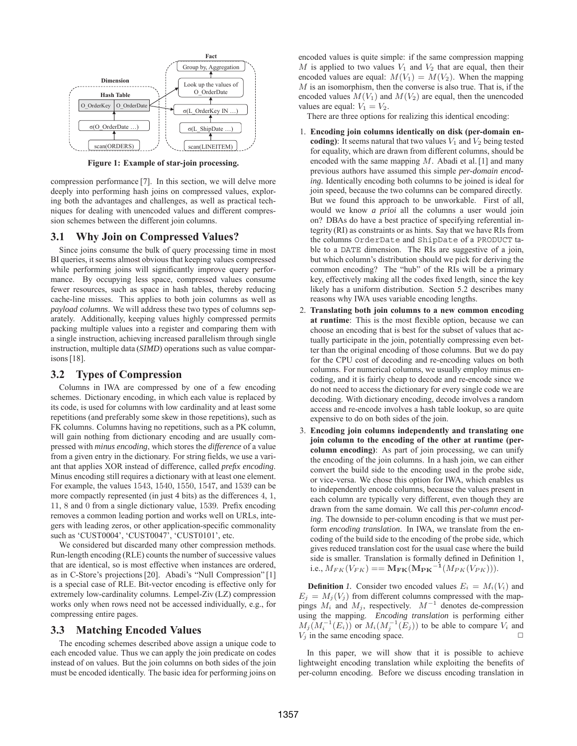Figure 1: Example of star-join processing.

compression performance [7]. In this section, we will delve more deeply into performing hash joins on compressed values, exploring both the advantages and challenges, as well as practical techniques for dealing with unencoded values and different compression schemes between the different join columns.

### 3.1 Why Join on Compressed Values?

Since joins consume the bulk of query processing time in most BI queries, it seems almost obvious that keeping values compressed while performing joins will significantly improve query performance. By occupying less space, compressed values consume fewer resources, such as space in hash tables, thereby reducing cache-line misses. This applies to both join columns as well as *payload columns*. We will address these two types of columns separately. Additionally, keeping values highly compressed permits packing multiple values into a register and comparing them with a single instruction, achieving increased parallelism through single instruction, multiple data (*SIMD*) operations such as value comparisons [18].

### 3.2 Types of Compression

Columns in IWA are compressed by one of a few encoding schemes. Dictionary encoding, in which each value is replaced by its code, is used for columns with low cardinality and at least some repetitions (and preferably some skew in those repetitions), such as FK columns. Columns having no repetitions, such as a PK column, will gain nothing from dictionary encoding and are usually compressed with *minus encoding*, which stores the *difference* of a value from a given entry in the dictionary. For string fields, we use a variant that applies XOR instead of difference, called *prefix encoding*. Minus encoding still requires a dictionary with at least one element. For example, the values 1543, 1540, 1550, 1547, and 1539 can be more compactly represented (in just 4 bits) as the differences 4, 1, 11, 8 and 0 from a single dictionary value, 1539. Prefix encoding removes a common leading portion and works well on URLs, integers with leading zeros, or other application-specific commonality such as 'CUST0004', 'CUST0047', 'CUST0101', etc.

We considered but discarded many other compression methods. Run-length encoding (RLE) counts the number of successive values that are identical, so is most effective when instances are ordered, as in C-Store's projections [20]. Abadi's "Null Compression" [1] is a special case of RLE. Bit-vector encoding is effective only for extremely low-cardinality columns. Lempel-Ziv (LZ) compression works only when rows need not be accessed individually, e.g., for compressing entire pages.

### 3.3 Matching Encoded Values

The encoding schemes described above assign a unique code to each encoded value. Thus we can apply the join predicate on codes instead of on values. But the join columns on both sides of the join must be encoded identically. The basic idea for performing joins on encoded values is quite simple: if the same compression mapping $M$ is applied to two values $V_1$ and $V_2$ that are equal, then their encoded values are equal: $M(V_1) = M(V_2)$. When the mapping $M$ is an isomorphism, then the converse is also true. That is, if the encoded values $M(V_1)$ and $M(V_2)$ are equal, then the unencoded values are equal: $V_1 = V_2$.

There are three options for realizing this identical encoding:

1. **Encoding join columns identically on disk (per-domain encoding)**: It seems natural that two values $V_1$ and $V_2$ being tested for equality, which are drawn from different columns, should be encoded with the same mapping $M$. Abadi et al. [1] and many previous authors have assumed this simple *per-domain encoding*. Identically encoding both columns to be joined is ideal for join speed, because the two columns can be compared directly. But we found this approach to be unworkable. First of all, would we know *a prioi* all the columns a user would join on? DBAs do have a best practice of specifying referential integrity (RI) as constraints or as hints. Say that we have RIs from the columns `OrderDate` and `ShipDate` of a `PRODUCT` table to a `DATE` dimension. The RIs are suggestive of a join, but which column's distribution should we pick for deriving the common encoding? The "hub" of the RIs will be a primary key, effectively making all the codes fixed length, since the key likely has a uniform distribution. Section 5.2 describes many reasons why IWA uses variable encoding lengths.
2. **Translating both join columns to a new common encoding at runtime**: This is the most flexible option, because we can choose an encoding that is best for the subset of values that actually participate in the join, potentially compressing even better than the original encoding of those columns. But we do pay for the CPU cost of decoding and re-encoding values on both columns. For numerical columns, we usually employ minus encoding, and it is fairly cheap to decode and re-encode since we do not need to access the dictionary for every single code we are decoding. With dictionary encoding, decode involves a random access and re-encode involves a hash table lookup, so are quite expensive to do on both sides of the join.
3. **Encoding join columns independently and translating one join column to the encoding of the other at runtime (per-column encoding)**: As part of join processing, we can unify the encoding of the join columns. In a hash join, we can either convert the build side to the encoding used in the probe side, or vice-versa. We chose this option for IWA, which enables us to independently encode columns, because the values present in each column are typically very different, even though they are drawn from the same domain. We call this *per-column encoding*. The downside to per-column encoding is that we must perform *encoding translation*. In IWA, we translate from the encoding of the build side to the encoding of the probe side, which gives reduced translation cost for the usual case where the build side is smaller. Translation is formally defined in Definition 1, i.e., $M_{FK}(V_{FK}) == \mathbf{M_{FK}}(\mathbf{M_{PK}}^{\mathbf{-1}}(M_{PK}(V_{PK})))$.

**Definition** *1.* Consider two encoded values $E_i = M_i(V_i)$ and $E_j = M_j(V_j)$ from different columns compressed with the mappings $M_i$ and $M_j$, respectively. $M^{-1}$ denotes de-compression using the mapping. *Encoding translation* is performing either $M_j(M_i^{-1}(E_i))$ or $M_i(M_j^{-1}(E_j))$ to be able to compare $V_i$ and $V_j$ in the same encoding space. □

In this paper, we will show that it is possible to achieve lightweight encoding translation while exploiting the benefits of per-column encoding. Before we discuss encoding translation in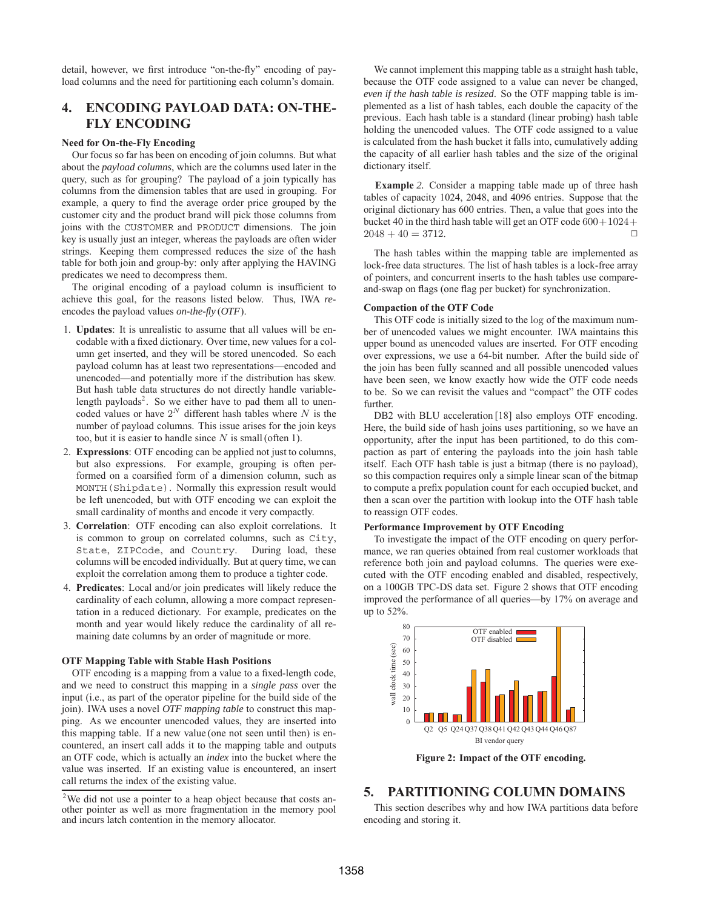detail, however, we first introduce "on-the-fly" encoding of payload columns and the need for partitioning each column's domain.

## 4. ENCODING PAYLOAD DATA: ON-THE-FLY ENCODING

### Need for On-the-Fly Encoding

Our focus so far has been on encoding of join columns. But what about the *payload columns*, which are the columns used later in the query, such as for grouping? The payload of a join typically has columns from the dimension tables that are used in grouping. For example, a query to find the average order price grouped by the customer city and the product brand will pick those columns from joins with the CUSTOMER and PRODUCT dimensions. The join key is usually just an integer, whereas the payloads are often wider strings. Keeping them compressed reduces the size of the hash table for both join and group-by: only after applying the HAVING predicates we need to decompress them.

The original encoding of a payload column is insufficient to achieve this goal, for the reasons listed below. Thus, IWA *re*-encodes the payload values *on-the-fly* (*OTF*).

1. **Updates**: It is unrealistic to assume that all values will be encodable with a fixed dictionary. Over time, new values for a column get inserted, and they will be stored unencoded. So each payload column has at least two representations—encoded and unencoded—and potentially more if the distribution has skew. But hash table data structures do not directly handle variable-length payloads[2]. So we either have to pad them all to unencoded values or have $2^N$ different hash tables where $N$ is the number of payload columns. This issue arises for the join keys too, but it is easier to handle since $N$ is small (often 1).
2. **Expressions**: OTF encoding can be applied not just to columns, but also expressions. For example, grouping is often performed on a coarsified form of a dimension column, such as MONTH(Shipdate). Normally this expression result would be left unencoded, but with OTF encoding we can exploit the small cardinality of months and encode it very compactly.
3. **Correlation**: OTF encoding can also exploit correlations. It is common to group on correlated columns, such as City, State, ZIPCode, and Country. During load, these columns will be encoded individually. But at query time, we can exploit the correlation among them to produce a tighter code.
4. **Predicates**: Local and/or join predicates will likely reduce the cardinality of each column, allowing a more compact representation in a reduced dictionary. For example, predicates on the month and year would likely reduce the cardinality of all remaining date columns by an order of magnitude or more.

### OTF Mapping Table with Stable Hash Positions

OTF encoding is a mapping from a value to a fixed-length code, and we need to construct this mapping in a *single pass* over the input (i.e., as part of the operator pipeline for the build side of the join). IWA uses a novel *OTF mapping table* to construct this mapping. As we encounter unencoded values, they are inserted into this mapping table. If a new value (one not seen until then) is encountered, an insert call adds it to the mapping table and outputs an OTF code, which is actually an *index* into the bucket where the value was inserted. If an existing value is encountered, an insert call returns the index of the existing value.

[2] We did not use a pointer to a heap object because that costs another pointer as well as more fragmentation in the memory pool and incurs latch contention in the memory allocator.

We cannot implement this mapping table as a straight hash table, because the OTF code assigned to a value can never be changed, *even if the hash table is resized*. So the OTF mapping table is implemented as a list of hash tables, each double the capacity of the previous. Each hash table is a standard (linear probing) hash table holding the unencoded values. The OTF code assigned to a value is calculated from the hash bucket it falls into, cumulatively adding the capacity of all earlier hash tables and the size of the original dictionary itself.

**Example** *2.* Consider a mapping table made up of three hash tables of capacity 1024, 2048, and 4096 entries. Suppose that the original dictionary has 600 entries. Then, a value that goes into the bucket 40 in the third hash table will get an OTF code $600 + 1024 + 2048 + 40 = 3712$. □

The hash tables within the mapping table are implemented as lock-free data structures. The list of hash tables is a lock-free array of pointers, and concurrent inserts to the hash tables use compare-and-swap on flags (one flag per bucket) for synchronization.

### Compaction of the OTF Code

This OTF code is initially sized to the log of the maximum number of unencoded values we might encounter. IWA maintains this upper bound as unencoded values are inserted. For OTF encoding over expressions, we use a 64-bit number. After the build side of the join has been fully scanned and all possible unencoded values have been seen, we know exactly how wide the OTF code needs to be. So we can revisit the values and "compact" the OTF codes further.

DB2 with BLU acceleration [18] also employs OTF encoding. Here, the build side of hash joins uses partitioning, so we have an opportunity, after the input has been partitioned, to do this compaction as part of entering the payloads into the join hash table itself. Each OTF hash table is just a bitmap (there is no payload), so this compaction requires only a simple linear scan of the bitmap to compute a prefix population count for each occupied bucket, and then a scan over the partition with lookup into the OTF hash table to reassign OTF codes.

### Performance Improvement by OTF Encoding

To investigate the impact of the OTF encoding on query performance, we ran queries obtained from real customer workloads that reference both join and payload columns. The queries were executed with the OTF encoding enabled and disabled, respectively, on a 100GB TPC-DS data set. Figure 2 shows that OTF encoding improved the performance of all queries—by 17% on average and up to 52%.

OTF enabled
OTF disabled
wall clock time (sec)
0 10 20 30 40 50 60 70 80
Q2 Q5 Q24 Q37 Q38 Q41 Q42 Q43 Q44 Q46 Q87
BI vendor query

**Figure 2: Impact of the OTF encoding.**

## 5. PARTITIONING COLUMN DOMAINS

This section describes why and how IWA partitions data before encoding and storing it.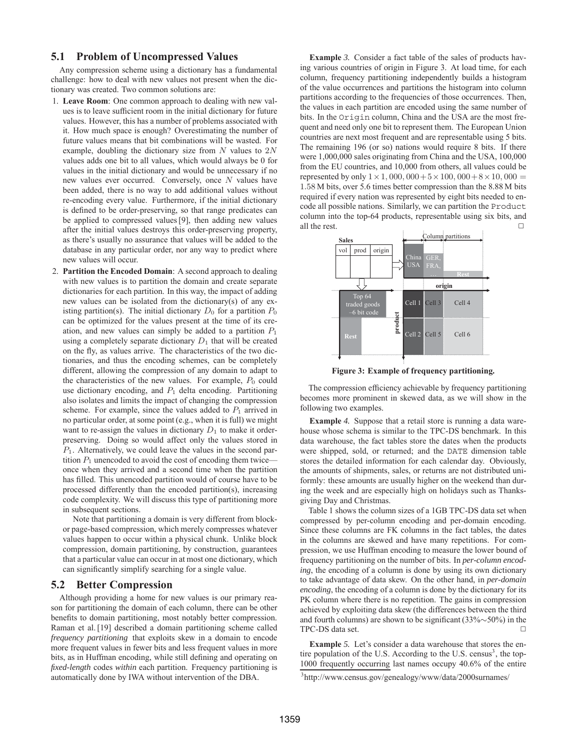## 5.1 Problem of Uncompressed Values

Any compression scheme using a dictionary has a fundamental challenge: how to deal with new values not present when the dictionary was created. Two common solutions are:

1. **Leave Room**: One common approach to dealing with new values is to leave sufficient room in the initial dictionary for future values. However, this has a number of problems associated with it. How much space is enough? Overestimating the number of future values means that bit combinations will be wasted. For example, doubling the dictionary size from $N$ values to $2N$ values adds one bit to all values, which would always be 0 for values in the initial dictionary and would be unnecessary if no new values ever occurred. Conversely, once $N$ values have been added, there is no way to add additional values without re-encoding every value. Furthermore, if the initial dictionary is defined to be order-preserving, so that range predicates can be applied to compressed values [9], then adding new values after the initial values destroys this order-preserving property, as there's usually no assurance that values will be added to the database in any particular order, nor any way to predict where new values will occur.
2. **Partition the Encoded Domain**: A second approach to dealing with new values is to partition the domain and create separate dictionaries for each partition. In this way, the impact of adding new values can be isolated from the dictionary(s) of any existing partition(s). The initial dictionary $D_0$ for a partition $P_0$ can be optimized for the values present at the time of its creation, and new values can simply be added to a partition $P_1$ using a completely separate dictionary $D_1$ that will be created on the fly, as values arrive. The characteristics of the two dictionaries, and thus the encoding schemes, can be completely different, allowing the compression of any domain to adapt to the characteristics of the new values. For example, $P_0$ could use dictionary encoding, and $P_1$ delta encoding. Partitioning also isolates and limits the impact of changing the compression scheme. For example, since the values added to $P_1$ arrived in no particular order, at some point (e.g., when it is full) we might want to re-assign the values in dictionary $D_1$ to make it order-preserving. Doing so would affect only the values stored in $P_1$. Alternatively, we could leave the values in the second partition $P_1$ unencoded to avoid the cost of encoding them twice—once when they arrived and a second time when the partition has filled. This unencoded partition would of course have to be processed differently than the encoded partition(s), increasing code complexity. We will discuss this type of partitioning more in subsequent sections.

   Note that partitioning a domain is very different from block- or page-based compression, which merely compresses whatever values happen to occur within a physical chunk. Unlike block compression, domain partitioning, by construction, guarantees that a particular value can occur in at most one dictionary, which can significantly simplify searching for a single value.

## 5.2 Better Compression

Although providing a home for new values is our primary reason for partitioning the domain of each column, there can be other benefits to domain partitioning, most notably better compression. Raman et al. [19] described a domain partitioning scheme called *frequency partitioning* that exploits skew in a domain to encode more frequent values in fewer bits and less frequent values in more bits, as in Huffman encoding, while still defining and operating on *fixed-length* codes *within* each partition. Frequency partitioning is automatically done by IWA without intervention of the DBA.

**Example** *3.* Consider a fact table of the sales of products having various countries of origin in Figure 3. At load time, for each column, frequency partitioning independently builds a histogram of the value occurrences and partitions the histogram into column partitions according to the frequencies of those occurrences. Then, the values in each partition are encoded using the same number of bits. In the `Origin` column, China and the USA are the most frequent and need only one bit to represent them. The European Union countries are next most frequent and are representable using 5 bits. The remaining 196 (or so) nations would require 8 bits. If there were 1,000,000 sales originating from China and the USA, 100,000 from the EU countries, and 10,000 from others, all values could be represented by only $1 \times 1,000,000 + 5 \times 100,000 + 8 \times 10,000 = 1.58$ M bits, over 5.6 times better compression than the 8.88 M bits required if every nation was represented by eight bits needed to encode all possible nations. Similarly, we can partition the `Product` column into the top-64 products, representable using six bits, and all the rest. □

Figure 3: Example of frequency partitioning.

The compression efficiency achievable by frequency partitioning becomes more prominent in skewed data, as we will show in the following two examples.

**Example** *4.* Suppose that a retail store is running a data warehouse whose schema is similar to the TPC-DS benchmark. In this data warehouse, the fact tables store the dates when the products were shipped, sold, or returned; and the `DATE` dimension table stores the detailed information for each calendar day. Obviously, the amounts of shipments, sales, or returns are not distributed uniformly: these amounts are usually higher on the weekend than during the week and are especially high on holidays such as Thanksgiving Day and Christmas.

Table 1 shows the column sizes of a 1GB TPC-DS data set when compressed by per-column encoding and per-domain encoding. Since these columns are FK columns in the fact tables, the dates in the columns are skewed and have many repetitions. For compression, we use Huffman encoding to measure the lower bound of frequency partitioning on the number of bits. In *per-column encoding*, the encoding of a column is done by using its own dictionary to take advantage of data skew. On the other hand, in *per-domain encoding*, the encoding of a column is done by the dictionary for its PK column where there is no repetition. The gains in compression achieved by exploiting data skew (the differences between the third and fourth columns) are shown to be significant (33%∼50%) in the TPC-DS data set. □

**Example** *5.* Let's consider a data warehouse that stores the entire population of the U.S. According to the U.S. census[3], the top-1000 frequently occurring last names occupy 40.6% of the entire

[3] http://www.census.gov/genealogy/www/data/2000surnames/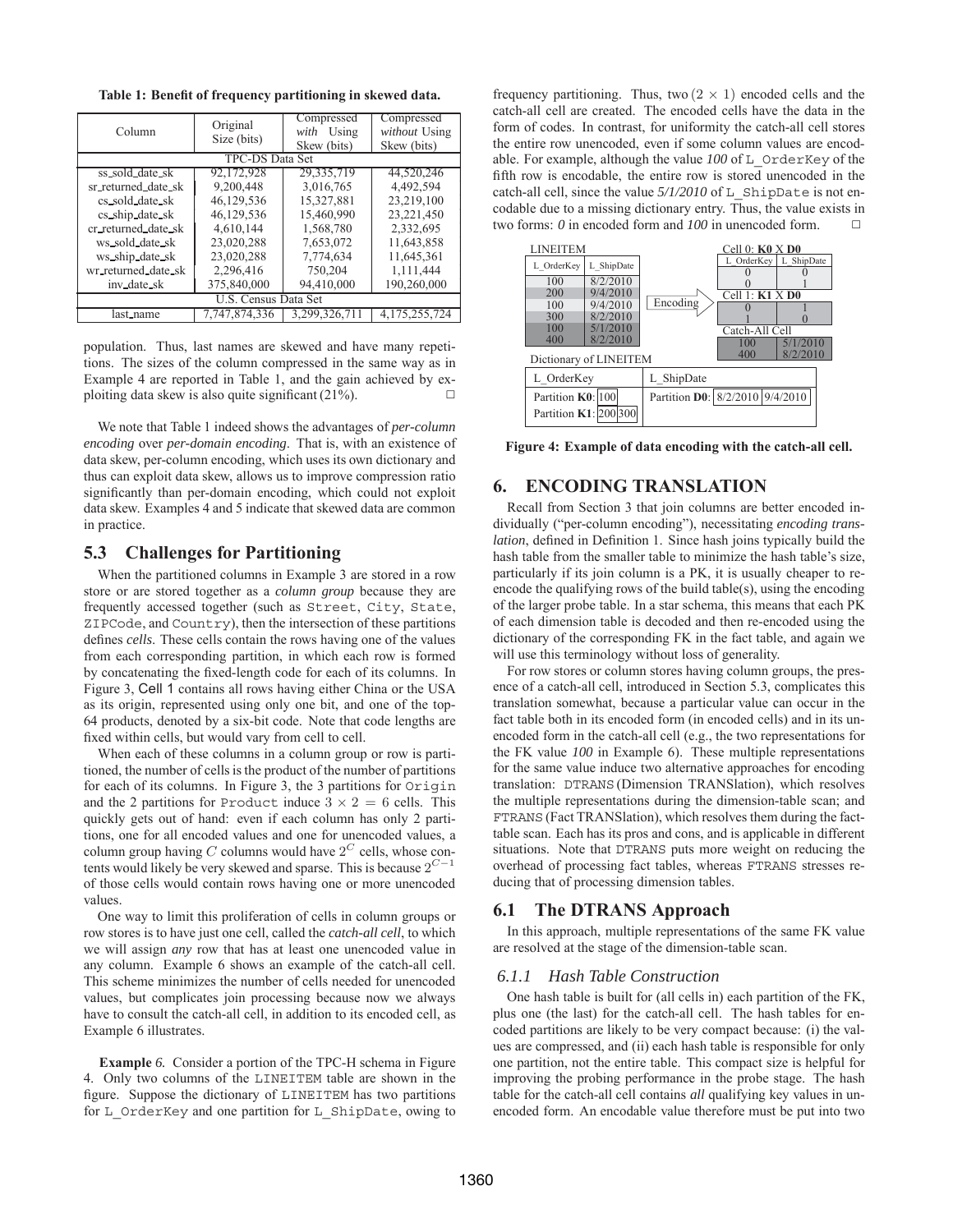**Table 1: Benefit of frequency partitioning in skewed data.**

| Column | Original Size (bits) | Compressed *with* Using Skew (bits) | Compressed *without* Using Skew (bits) |
|---|---|---|---|
| TPC-DS Data Set | | | |
| ss_sold_date_sk | 92,172,928 | 29,335,719 | 44,520,246 |
| sr_returned_date_sk | 9,200,448 | 3,016,765 | 4,492,594 |
| cs_sold_date_sk | 46,129,536 | 15,327,881 | 23,219,100 |
| cs_ship_date_sk | 46,129,536 | 15,460,990 | 23,221,450 |
| cr_returned_date_sk | 4,610,144 | 1,568,780 | 2,332,695 |
| ws_sold_date_sk | 23,020,288 | 7,653,072 | 11,643,858 |
| ws_ship_date_sk | 23,020,288 | 7,774,634 | 11,645,361 |
| wr_returned_date_sk | 2,296,416 | 750,204 | 1,111,444 |
| inv_date_sk | 375,840,000 | 94,410,000 | 190,260,000 |
| U.S. Census Data Set | | | |
| last_name | 7,747,874,336 | 3,299,326,711 | 4,175,255,724 |

population. Thus, last names are skewed and have many repetitions. The sizes of the column compressed in the same way as in Example 4 are reported in Table 1, and the gain achieved by exploiting data skew is also quite significant (21%). □

We note that Table 1 indeed shows the advantages of *per-column encoding* over *per-domain encoding*. That is, with an existence of data skew, per-column encoding, which uses its own dictionary and thus can exploit data skew, allows us to improve compression ratio significantly than per-domain encoding, which could not exploit data skew. Examples 4 and 5 indicate that skewed data are common in practice.

## 5.3 Challenges for Partitioning

When the partitioned columns in Example 3 are stored in a row store or are stored together as a *column group* because they are frequently accessed together (such as Street, City, State, ZIPCode, and Country), then the intersection of these partitions defines *cells*. These cells contain the rows having one of the values from each corresponding partition, in which each row is formed by concatenating the fixed-length code for each of its columns. In Figure 3, Cell 1 contains all rows having either China or the USA as its origin, represented using only one bit, and one of the top-64 products, denoted by a six-bit code. Note that code lengths are fixed within cells, but would vary from cell to cell.

When each of these columns in a column group or row is partitioned, the number of cells is the product of the number of partitions for each of its columns. In Figure 3, the 3 partitions for Origin and the 2 partitions for Product induce $3 \times 2 = 6$ cells. This quickly gets out of hand: even if each column has only 2 partitions, one for all encoded values and one for unencoded values, a column group having $C$ columns would have $2^C$ cells, whose contents would likely be very skewed and sparse. This is because $2^{C-1}$ of those cells would contain rows having one or more unencoded values.

One way to limit this proliferation of cells in column groups or row stores is to have just one cell, called the *catch-all cell*, to which we will assign *any* row that has at least one unencoded value in any column. Example 6 shows an example of the catch-all cell. This scheme minimizes the number of cells needed for unencoded values, but complicates join processing because now we always have to consult the catch-all cell, in addition to its encoded cell, as Example 6 illustrates.

**Example** *6.* Consider a portion of the TPC-H schema in Figure 4. Only two columns of the LINEITEM table are shown in the figure. Suppose the dictionary of LINEITEM has two partitions for L_OrderKey and one partition for L_ShipDate, owing to frequency partitioning. Thus, two $(2 \times 1)$ encoded cells and the catch-all cell are created. The encoded cells have the data in the form of codes. In contrast, for uniformity the catch-all cell stores the entire row unencoded, even if some column values are encodable. For example, although the value *100* of L_OrderKey of the fifth row is encodable, the entire row is stored unencoded in the catch-all cell, since the value *5/1/2010* of L_ShipDate is not encodable due to a missing dictionary entry. Thus, the value exists in two forms: *0* in encoded form and *100* in unencoded form. □

**Figure 4: Example of data encoding with the catch-all cell.**

# 6. ENCODING TRANSLATION

Recall from Section 3 that join columns are better encoded individually ("per-column encoding"), necessitating *encoding translation*, defined in Definition 1. Since hash joins typically build the hash table from the smaller table to minimize the hash table's size, particularly if its join column is a PK, it is usually cheaper to re-encode the qualifying rows of the build table(s), using the encoding of the larger probe table. In a star schema, this means that each PK of each dimension table is decoded and then re-encoded using the dictionary of the corresponding FK in the fact table, and again we will use this terminology without loss of generality.

For row stores or column stores having column groups, the presence of a catch-all cell, introduced in Section 5.3, complicates this translation somewhat, because a particular value can occur in the fact table both in its encoded form (in encoded cells) and in its unencoded form in the catch-all cell (e.g., the two representations for the FK value *100* in Example 6). These multiple representations for the same value induce two alternative approaches for encoding translation: DTRANS (Dimension TRANSlation), which resolves the multiple representations during the dimension-table scan; and FTRANS (Fact TRANSlation), which resolves them during the fact-table scan. Each has its pros and cons, and is applicable in different situations. Note that DTRANS puts more weight on reducing the overhead of processing fact tables, whereas FTRANS stresses reducing that of processing dimension tables.

## 6.1 The DTRANS Approach

In this approach, multiple representations of the same FK value are resolved at the stage of the dimension-table scan.

### *6.1.1 Hash Table Construction*

One hash table is built for (all cells in) each partition of the FK, plus one (the last) for the catch-all cell. The hash tables for encoded partitions are likely to be very compact because: (i) the values are compressed, and (ii) each hash table is responsible for only one partition, not the entire table. This compact size is helpful for improving the probing performance in the probe stage. The hash table for the catch-all cell contains *all* qualifying key values in unencoded form. An encodable value therefore must be put into two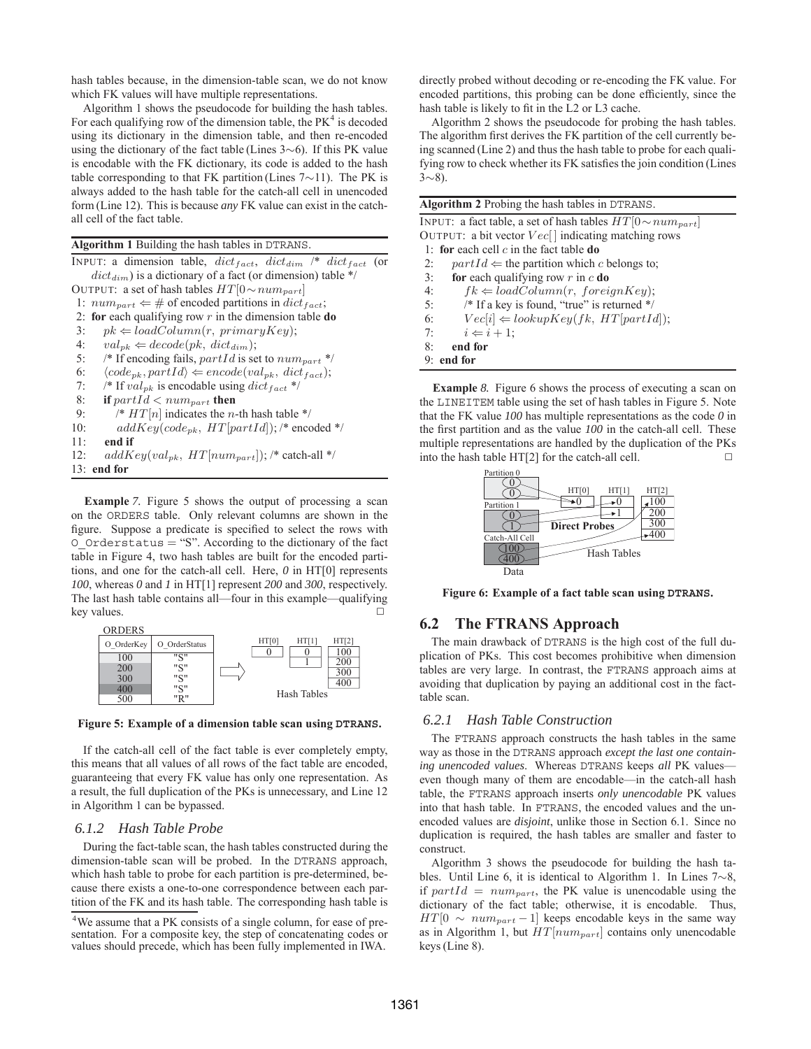hash tables because, in the dimension-table scan, we do not know which FK values will have multiple representations.

Algorithm 1 shows the pseudocode for building the hash tables. For each qualifying row of the dimension table, the PK[4] is decoded using its dictionary in the dimension table, and then re-encoded using the dictionary of the fact table (Lines 3∼6). If this PK value is encodable with the FK dictionary, its code is added to the hash table corresponding to that FK partition (Lines 7∼11). The PK is always added to the hash table for the catch-all cell in unencoded form (Line 12). This is because *any* FK value can exist in the catch-all cell of the fact table.

**Algorithm 1** Building the hash tables in DTRANS.

```
INPUT: a dimension table, dict_fact, dict_dim /* dict_fact (or
       dict_dim) is a dictionary of a fact (or dimension) table */
OUTPUT: a set of hash tables HT[0~num_part]
 1: num_part <= # of encoded partitions in dict_fact;
 2: for each qualifying row r in the dimension table do
 3:   pk <= loadColumn(r, primaryKey);
 4:   val_pk <= decode(pk, dict_dim);
 5:   /* If encoding fails, partId is set to num_part */
 6:   <code_pk, partId> <= encode(val_pk, dict_fact);
 7:   /* If val_pk is encodable using dict_fact */
 8:   if partId < num_part then
 9:     /* HT[n] indicates the n-th hash table */
10:     addKey(code_pk, HT[partId]); /* encoded */
11:   end if
12:   addKey(val_pk, HT[num_part]); /* catch-all */
13: end for
```

**Example** *7.* Figure 5 shows the output of processing a scan on the ORDERS table. Only relevant columns are shown in the figure. Suppose a predicate is specified to select the rows with O_Orderstatus = "S". According to the dictionary of the fact table in Figure 4, two hash tables are built for the encoded partitions, and one for the catch-all cell. Here, *0* in HT[0] represents *100*, whereas *0* and *1* in HT[1] represent *200* and *300*, respectively. The last hash table contains all—four in this example—qualifying key values. □

ORDERS

| O_OrderKey | O_OrderStatus |
|---|---|
| 100 | "S" |
| 200 | "S" |
| 300 | "S" |
| 400 | "S" |
| 500 | "R" |

Hash Tables

| HT[0] | HT[1] | HT[2] |
|---|---|---|
| 0 | 0 | 100 |
| | 1 | 200 |
| | | 300 |
| | | 400 |

**Figure 5: Example of a dimension table scan using DTRANS.**

If the catch-all cell of the fact table is ever completely empty, this means that all values of all rows of the fact table are encoded, guaranteeing that every FK value has only one representation. As a result, the full duplication of the PKs is unnecessary, and Line 12 in Algorithm 1 can be bypassed.

### *6.1.2 Hash Table Probe*

During the fact-table scan, the hash tables constructed during the dimension-table scan will be probed. In the DTRANS approach, which hash table to probe for each partition is pre-determined, because there exists a one-to-one correspondence between each partition of the FK and its hash table. The corresponding hash table is directly probed without decoding or re-encoding the FK value. For encoded partitions, this probing can be done efficiently, since the hash table is likely to fit in the L2 or L3 cache.

Algorithm 2 shows the pseudocode for probing the hash tables. The algorithm first derives the FK partition of the cell currently being scanned (Line 2) and thus the hash table to probe for each qualifying row to check whether its FK satisfies the join condition (Lines 3∼8).

**Algorithm 2** Probing the hash tables in DTRANS.

```
INPUT: a fact table, a set of hash tables HT[0~num_part]
OUTPUT: a bit vector Vec[] indicating matching rows
 1: for each cell c in the fact table do
 2:   partId <= the partition which c belongs to;
 3:   for each qualifying row r in c do
 4:     fk <= loadColumn(r, foreignKey);
 5:     /* If a key is found, "true" is returned */
 6:     Vec[i] <= lookupKey(fk, HT[partId]);
 7:     i <= i + 1;
 8:   end for
 9: end for
```

**Example** *8.* Figure 6 shows the process of executing a scan on the LINEITEM table using the set of hash tables in Figure 5. Note that the FK value *100* has multiple representations as the code *0* in the first partition and as the value *100* in the catch-all cell. These multiple representations are handled by the duplication of the PKs into the hash table HT[2] for the catch-all cell. □

Data: Partition 0 (0, 0), Partition 1 (0, 1), Catch-All Cell (100, 400) — Direct Probes — Hash Tables: HT[0] (0), HT[1] (0, 1), HT[2] (100, 200, 300, 400)

**Figure 6: Example of a fact table scan using DTRANS.**

## 6.2 The FTRANS Approach

The main drawback of DTRANS is the high cost of the full duplication of PKs. This cost becomes prohibitive when dimension tables are very large. In contrast, the FTRANS approach aims at avoiding that duplication by paying an additional cost in the fact-table scan.

### *6.2.1 Hash Table Construction*

The FTRANS approach constructs the hash tables in the same way as those in the DTRANS approach *except the last one containing unencoded values*. Whereas DTRANS keeps *all* PK values—even though many of them are encodable—in the catch-all hash table, the FTRANS approach inserts *only unencodable* PK values into that hash table. In FTRANS, the encoded values and the unencoded values are *disjoint*, unlike those in Section 6.1. Since no duplication is required, the hash tables are smaller and faster to construct.

Algorithm 3 shows the pseudocode for building the hash tables. Until Line 6, it is identical to Algorithm 1. In Lines 7∼8, if $partId = num_{part}$, the PK value is unencodable using the dictionary of the fact table; otherwise, it is encodable. Thus, $HT[0 \sim num_{part} - 1]$ keeps encodable keys in the same way as in Algorithm 1, but $HT[num_{part}]$ contains only unencodable keys (Line 8).

[4]We assume that a PK consists of a single column, for ease of presentation. For a composite key, the step of concatenating codes or values should precede, which has been fully implemented in IWA.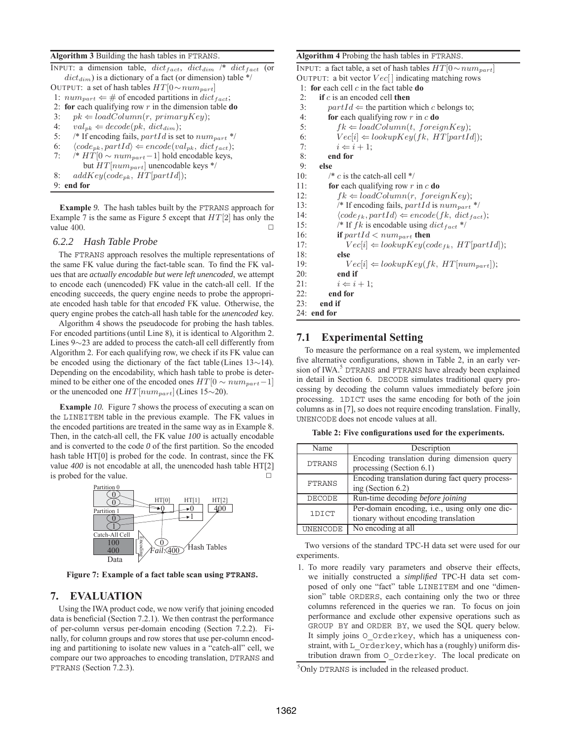**Algorithm 3** Building the hash tables in FTRANS.

```
INPUT: a dimension table, dict_fact, dict_dim /* dict_fact (or
    dict_dim) is a dictionary of a fact (or dimension) table */
OUTPUT: a set of hash tables HT[0~num_part]
1: num_part ⇐ # of encoded partitions in dict_fact;
2: for each qualifying row r in the dimension table do
3:    pk ⇐ loadColumn(r, primaryKey);
4:    val_pk ⇐ decode(pk, dict_dim);
5:    /* If encoding fails, partId is set to num_part */
6:    ⟨code_pk, partId⟩ ⇐ encode(val_pk, dict_fact);
7:    /* HT[0 ~ num_part−1] hold encodable keys,
         but HT[num_part] unencodable keys */
8:    addKey(code_pk, HT[partId]);
9: end for
```

**Example** *9.* The hash tables built by the FTRANS approach for Example 7 is the same as Figure 5 except that $HT[2]$ has only the value 400. □

### 6.2.2 Hash Table Probe

The FTRANS approach resolves the multiple representations of the same FK value during the fact-table scan. To find the FK values that are *actually encodable but were left unencoded*, we attempt to encode each (unencoded) FK value in the catch-all cell. If the encoding succeeds, the query engine needs to probe the appropriate encoded hash table for that *encoded* FK value. Otherwise, the query engine probes the catch-all hash table for the *unencoded* key.

Algorithm 4 shows the pseudocode for probing the hash tables. For encoded partitions (until Line 8), it is identical to Algorithm 2. Lines 9∼23 are added to process the catch-all cell differently from Algorithm 2. For each qualifying row, we check if its FK value can be encoded using the dictionary of the fact table (Lines 13∼14). Depending on the encodability, which hash table to probe is determined to be either one of the encoded ones $HT[0 \sim num_{part}-1]$ or the unencoded one $HT[num_{part}]$ (Lines 15∼20).

**Example** *10.* Figure 7 shows the process of executing a scan on the LINEITEM table in the previous example. The FK values in the encoded partitions are treated in the same way as in Example 8. Then, in the catch-all cell, the FK value *100* is actually encodable and is converted to the code *0* of the first partition. So the encoded hash table HT[0] is probed for the code. In contrast, since the FK value *400* is not encodable at all, the unencoded hash table HT[2] is probed for the value. □

**Figure 7: Example of a fact table scan using FTRANS.**

## 7. EVALUATION

Using the IWA product code, we now verify that joining encoded data is beneficial (Section 7.2.1). We then contrast the performance of per-column versus per-domain encoding (Section 7.2.2). Finally, for column groups and row stores that use per-column encoding and partitioning to isolate new values in a "catch-all" cell, we compare our two approaches to encoding translation, DTRANS and FTRANS (Section 7.2.3).

**Algorithm 4** Probing the hash tables in FTRANS.

```
INPUT: a fact table, a set of hash tables HT[0~num_part]
OUTPUT: a bit vector Vec[] indicating matching rows
1: for each cell c in the fact table do
2:    if c is an encoded cell then
3:       partId ⇐ the partition which c belongs to;
4:       for each qualifying row r in c do
5:          fk ⇐ loadColumn(t, foreignKey);
6:          Vec[i] ⇐ lookupKey(fk, HT[partId]);
7:          i ⇐ i + 1;
8:       end for
9:    else
10:      /* c is the catch-all cell */
11:      for each qualifying row r in c do
12:         fk ⇐ loadColumn(r, foreignKey);
13:         /* If encoding fails, partId is num_part */
14:         ⟨code_fk, partId⟩ ⇐ encode(fk, dict_fact);
15:         /* If fk is encodable using dict_fact */
16:         if partId < num_part then
17:            Vec[i] ⇐ lookupKey(code_fk, HT[partId]);
18:         else
19:            Vec[i] ⇐ lookupKey(fk, HT[num_part]);
20:         end if
21:         i ⇐ i + 1;
22:      end for
23:   end if
24: end for
```

### 7.1 Experimental Setting

To measure the performance on a real system, we implemented five alternative configurations, shown in Table 2, in an early version of IWA.[5] DTRANS and FTRANS have already been explained in detail in Section 6. DECODE simulates traditional query processing by decoding the column values immediately before join processing. 1DICT uses the same encoding for both of the join columns as in [7], so does not require encoding translation. Finally, UNENCODE does not encode values at all.

**Table 2: Five configurations used for the experiments.**

| Name | Description |
|---|---|
| DTRANS | Encoding translation during dimension query processing (Section 6.1) |
| FTRANS | Encoding translation during fact query processing (Section 6.2) |
| DECODE | Run-time decoding *before joining* |
| 1DICT | Per-domain encoding, i.e., using only one dictionary without encoding translation |
| UNENCODE | No encoding at all |

Two versions of the standard TPC-H data set were used for our experiments.

1. To more readily vary parameters and observe their effects, we initially constructed a *simplified* TPC-H data set composed of only one "fact" table LINEITEM and one "dimension" table ORDERS, each containing only the two or three columns referenced in the queries we ran. To focus on join performance and exclude other expensive operations such as GROUP BY and ORDER BY, we used the SQL query below. It simply joins O_Orderkey, which has a uniqueness constraint, with L_Orderkey, which has a (roughly) uniform distribution drawn from O_Orderkey. The local predicate on

[5] Only DTRANS is included in the released product.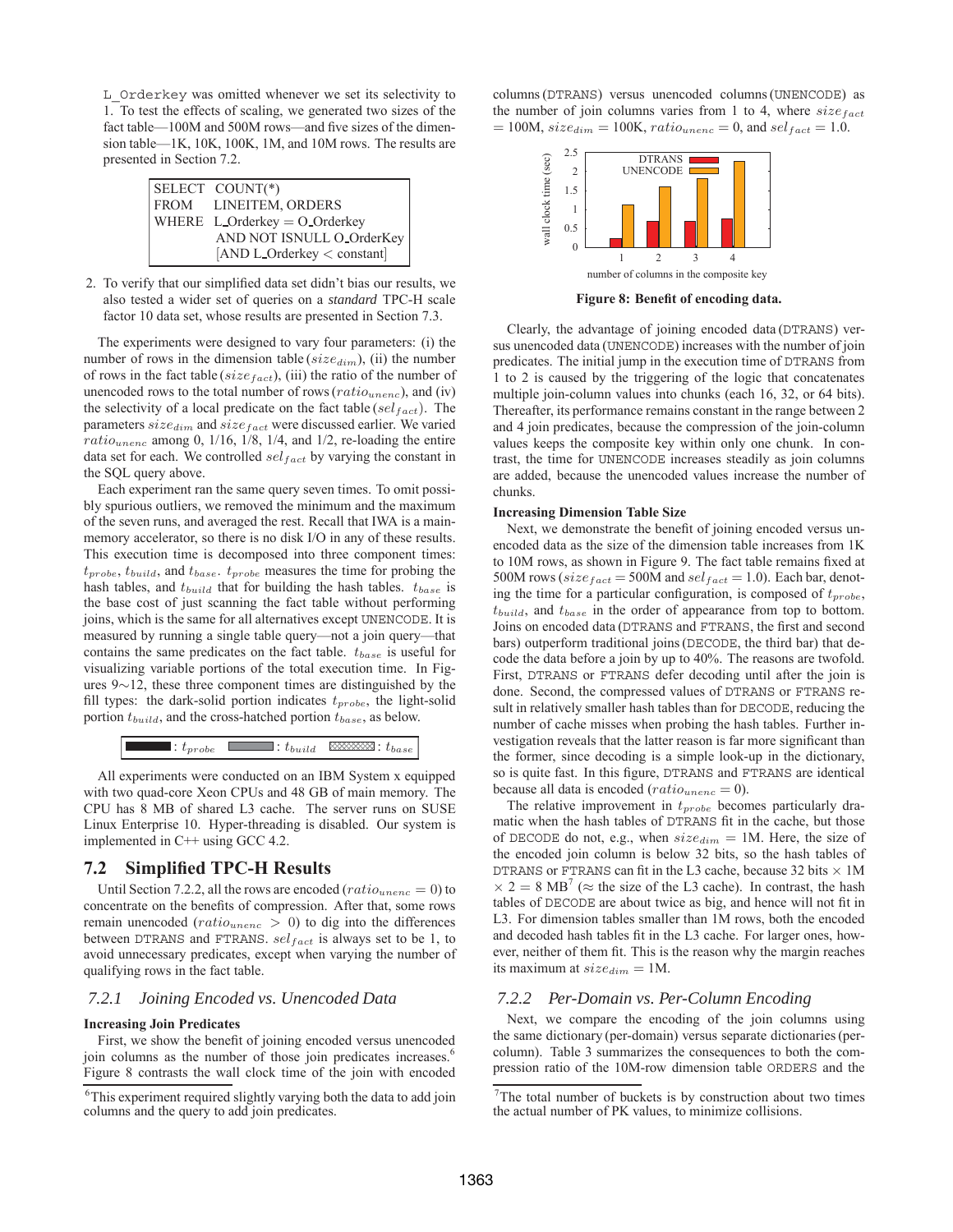L_Orderkey was omitted whenever we set its selectivity to 1. To test the effects of scaling, we generated two sizes of the fact table—100M and 500M rows—and five sizes of the dimension table—1K, 10K, 100K, 1M, and 10M rows. The results are presented in Section 7.2.

```
SELECT  COUNT(*)
FROM    LINEITEM, ORDERS
WHERE   L_Orderkey = O_Orderkey
        AND NOT ISNULL O_OrderKey
        [AND L_Orderkey < constant]
```

2. To verify that our simplified data set didn't bias our results, we also tested a wider set of queries on a *standard* TPC-H scale factor 10 data set, whose results are presented in Section 7.3.

The experiments were designed to vary four parameters: (i) the number of rows in the dimension table ($size_{dim}$), (ii) the number of rows in the fact table ($size_{fact}$), (iii) the ratio of the number of unencoded rows to the total number of rows ($ratio_{unenc}$), and (iv) the selectivity of a local predicate on the fact table ($sel_{fact}$). The parameters $size_{dim}$ and $size_{fact}$ were discussed earlier. We varied $ratio_{unenc}$ among 0, 1/16, 1/8, 1/4, and 1/2, re-loading the entire data set for each. We controlled $sel_{fact}$ by varying the constant in the SQL query above.

Each experiment ran the same query seven times. To omit possibly spurious outliers, we removed the minimum and the maximum of the seven runs, and averaged the rest. Recall that IWA is a main-memory accelerator, so there is no disk I/O in any of these results. This execution time is decomposed into three component times: $t_{probe}$, $t_{build}$, and $t_{base}$. $t_{probe}$ measures the time for probing the hash tables, and $t_{build}$ that for building the hash tables. $t_{base}$ is the base cost of just scanning the fact table without performing joins, which is the same for all alternatives except UNENCODE. It is measured by running a single table query—not a join query—that contains the same predicates on the fact table. $t_{base}$ is useful for visualizing variable portions of the total execution time. In Figures 9∼12, these three component times are distinguished by the fill types: the dark-solid portion indicates $t_{probe}$, the light-solid portion $t_{build}$, and the cross-hatched portion $t_{base}$, as below.

[dark-solid] : $t_{probe}$ [light-solid] : $t_{build}$ [cross-hatched] : $t_{base}$

All experiments were conducted on an IBM System x equipped with two quad-core Xeon CPUs and 48 GB of main memory. The CPU has 8 MB of shared L3 cache. The server runs on SUSE Linux Enterprise 10. Hyper-threading is disabled. Our system is implemented in C++ using GCC 4.2.

## 7.2 Simplified TPC-H Results

Until Section 7.2.2, all the rows are encoded ($ratio_{unenc} = 0$) to concentrate on the benefits of compression. After that, some rows remain unencoded ($ratio_{unenc} > 0$) to dig into the differences between DTRANS and FTRANS. $sel_{fact}$ is always set to be 1, to avoid unnecessary predicates, except when varying the number of qualifying rows in the fact table.

### 7.2.1 Joining Encoded vs. Unencoded Data

**Increasing Join Predicates**

First, we show the benefit of joining encoded versus unencoded join columns as the number of those join predicates increases.[6] Figure 8 contrasts the wall clock time of the join with encoded columns (DTRANS) versus unencoded columns (UNENCODE) as the number of join columns varies from 1 to 4, where $size_{fact}$ = 100M, $size_{dim}$ = 100K, $ratio_{unenc}$ = 0, and $sel_{fact}$ = 1.0.

**Figure 8: Benefit of encoding data.**

Clearly, the advantage of joining encoded data (DTRANS) versus unencoded data (UNENCODE) increases with the number of join predicates. The initial jump in the execution time of DTRANS from 1 to 2 is caused by the triggering of the logic that concatenates multiple join-column values into chunks (each 16, 32, or 64 bits). Thereafter, its performance remains constant in the range between 2 and 4 join predicates, because the compression of the join-column values keeps the composite key within only one chunk. In contrast, the time for UNENCODE increases steadily as join columns are added, because the unencoded values increase the number of chunks.

**Increasing Dimension Table Size**

Next, we demonstrate the benefit of joining encoded versus unencoded data as the size of the dimension table increases from 1K to 10M rows, as shown in Figure 9. The fact table remains fixed at 500M rows ($size_{fact}$ = 500M and $sel_{fact}$ = 1.0). Each bar, denoting the time for a particular configuration, is composed of $t_{probe}$, $t_{build}$, and $t_{base}$ in the order of appearance from top to bottom. Joins on encoded data (DTRANS and FTRANS, the first and second bars) outperform traditional joins (DECODE, the third bar) that decode the data before a join by up to 40%. The reasons are twofold. First, DTRANS or FTRANS defer decoding until after the join is done. Second, the compressed values of DTRANS or FTRANS result in relatively smaller hash tables than for DECODE, reducing the number of cache misses when probing the hash tables. Further investigation reveals that the latter reason is far more significant than the former, since decoding is a simple look-up in the dictionary, so is quite fast. In this figure, DTRANS and FTRANS are identical because all data is encoded ($ratio_{unenc} = 0$).

The relative improvement in $t_{probe}$ becomes particularly dramatic when the hash tables of DTRANS fit in the cache, but those of DECODE do not, e.g., when $size_{dim}$ = 1M. Here, the size of the encoded join column is below 32 bits, so the hash tables of DTRANS or FTRANS can fit in the L3 cache, because 32 bits × 1M × 2 = 8 MB[7] (≈ the size of the L3 cache). In contrast, the hash tables of DECODE are about twice as big, and hence will not fit in L3. For dimension tables smaller than 1M rows, both the encoded and decoded hash tables fit in the L3 cache. For larger ones, however, neither of them fit. This is the reason why the margin reaches its maximum at $size_{dim}$ = 1M.

### 7.2.2 Per-Domain vs. Per-Column Encoding

Next, we compare the encoding of the join columns using the same dictionary (per-domain) versus separate dictionaries (per-column). Table 3 summarizes the consequences to both the compression ratio of the 10M-row dimension table ORDERS and the

[6] This experiment required slightly varying both the data to add join columns and the query to add join predicates.

[7] The total number of buckets is by construction about two times the actual number of PK values, to minimize collisions.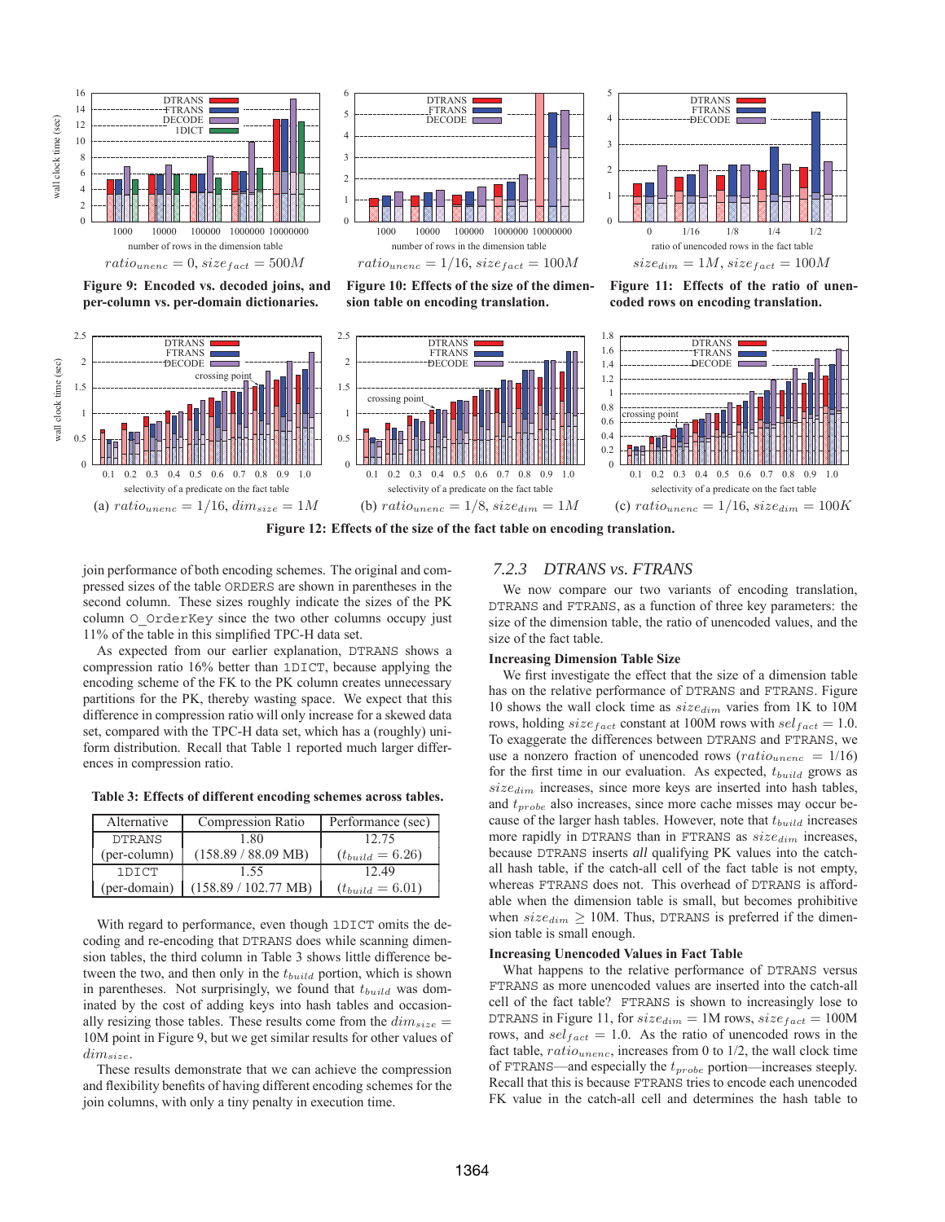$ratio_{unenc} = 0, size_{fact} = 500M$

**Figure 9: Encoded vs. decoded joins, and per-column vs. per-domain dictionaries.**

$ratio_{unenc} = 1/16, size_{fact} = 100M$

**Figure 10: Effects of the size of the dimension table on encoding translation.**

$size_{dim} = 1M, size_{fact} = 100M$

**Figure 11: Effects of the ratio of unencoded rows in the fact table on encoding translation.**

(a) $ratio_{unenc} = 1/16, dim_{size} = 1M$ (b) $ratio_{unenc} = 1/8, size_{dim} = 1M$ (c) $ratio_{unenc} = 1/16, size_{dim} = 100K$

**Figure 12: Effects of the size of the fact table on encoding translation.**

join performance of both encoding schemes. The original and compressed sizes of the table ORDERS are shown in parentheses in the second column. These sizes roughly indicate the sizes of the PK column O_OrderKey since the two other columns occupy just 11% of the table in this simplified TPC-H data set.

As expected from our earlier explanation, DTRANS shows a compression ratio 16% better than 1DICT, because applying the encoding scheme of the FK to the PK column creates unnecessary partitions for the PK, thereby wasting space. We expect that this difference in compression ratio will only increase for a skewed data set, compared with the TPC-H data set, which has a (roughly) uniform distribution. Recall that Table 1 reported much larger differences in compression ratio.

**Table 3: Effects of different encoding schemes across tables.**

| Alternative | Compression Ratio | Performance (sec) |
|---|---|---|
| DTRANS (per-column) | 1.80 (158.89 / 88.09 MB) | 12.75 ($t_{build} = 6.26$) |
| 1DICT (per-domain) | 1.55 (158.89 / 102.77 MB) | 12.49 ($t_{build} = 6.01$) |

With regard to performance, even though 1DICT omits the decoding and re-encoding that DTRANS does while scanning dimension tables, the third column in Table 3 shows little difference between the two, and then only in the $t_{build}$ portion, which is shown in parentheses. Not surprisingly, we found that $t_{build}$ was dominated by the cost of adding keys into hash tables and occasionally resizing those tables. These results come from the $dim_{size} =$ 10M point in Figure 9, but we get similar results for other values of $dim_{size}$.

These results demonstrate that we can achieve the compression and flexibility benefits of having different encoding schemes for the join columns, with only a tiny penalty in execution time.

### 7.2.3 DTRANS vs. FTRANS

We now compare our two variants of encoding translation, DTRANS and FTRANS, as a function of three key parameters: the size of the dimension table, the ratio of unencoded values, and the size of the fact table.

**Increasing Dimension Table Size**

We first investigate the effect that the size of a dimension table has on the relative performance of DTRANS and FTRANS. Figure 10 shows the wall clock time as $size_{dim}$ varies from 1K to 10M rows, holding $size_{fact}$ constant at 100M rows with $sel_{fact} = 1.0$. To exaggerate the differences between DTRANS and FTRANS, we use a nonzero fraction of unencoded rows ($ratio_{unenc} = 1/16$) for the first time in our evaluation. As expected, $t_{build}$ grows as $size_{dim}$ increases, since more keys are inserted into hash tables, and $t_{probe}$ also increases, since more cache misses may occur because of the larger hash tables. However, note that $t_{build}$ increases more rapidly in DTRANS than in FTRANS as $size_{dim}$ increases, because DTRANS inserts *all* qualifying PK values into the catch-all hash table, if the catch-all cell of the fact table is not empty, whereas FTRANS does not. This overhead of DTRANS is affordable when the dimension table is small, but becomes prohibitive when $size_{dim} \geq$ 10M. Thus, DTRANS is preferred if the dimension table is small enough.

**Increasing Unencoded Values in Fact Table**

What happens to the relative performance of DTRANS versus FTRANS as more unencoded values are inserted into the catch-all cell of the fact table? FTRANS is shown to increasingly lose to DTRANS in Figure 11, for $size_{dim} =$ 1M rows, $size_{fact} =$ 100M rows, and $sel_{fact} = 1.0$. As the ratio of unencoded rows in the fact table, $ratio_{unenc}$, increases from 0 to 1/2, the wall clock time of FTRANS—and especially the $t_{probe}$ portion—increases steeply. Recall that this is because FTRANS tries to encode each unencoded FK value in the catch-all cell and determines the hash table to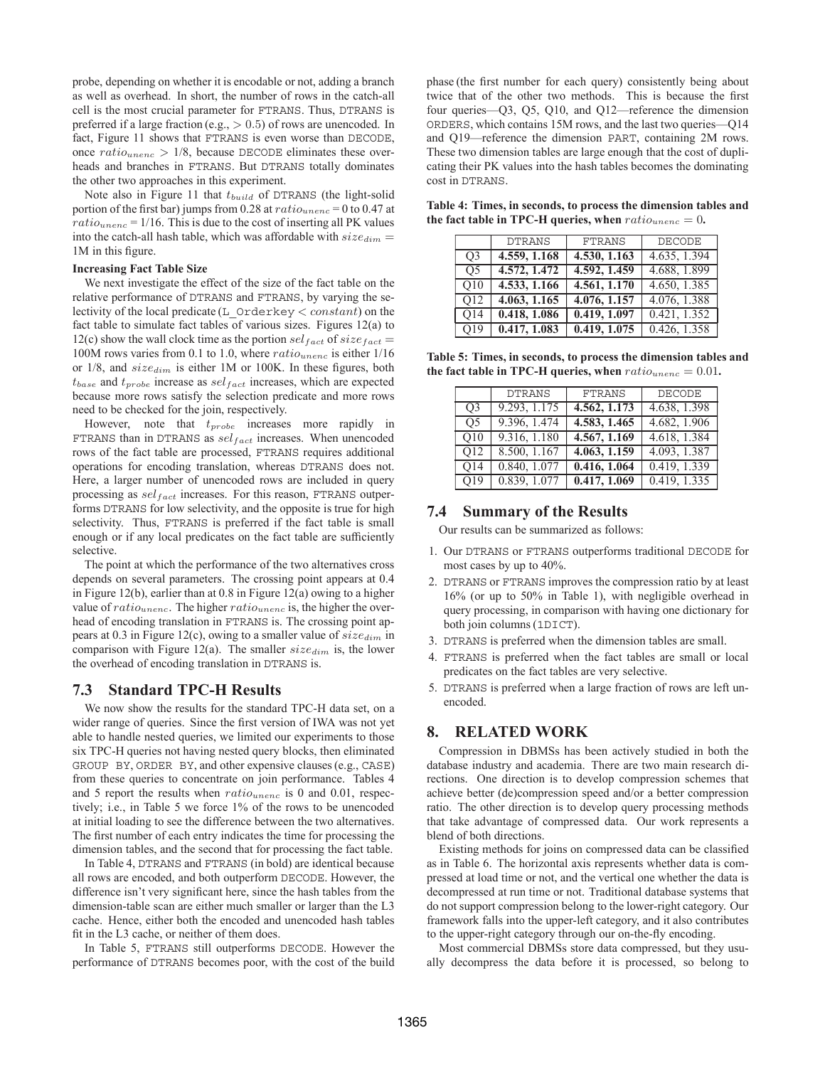probe, depending on whether it is encodable or not, adding a branch as well as overhead. In short, the number of rows in the catch-all cell is the most crucial parameter for FTRANS. Thus, DTRANS is preferred if a large fraction (e.g., $> 0.5$) of rows are unencoded. In fact, Figure 11 shows that FTRANS is even worse than DECODE, once $ratio_{unenc} > 1/8$, because DECODE eliminates these overheads and branches in FTRANS. But DTRANS totally dominates the other two approaches in this experiment.

Note also in Figure 11 that $t_{build}$ of DTRANS (the light-solid portion of the first bar) jumps from 0.28 at $ratio_{unenc} = 0$ to 0.47 at $ratio_{unenc} = 1/16$. This is due to the cost of inserting all PK values into the catch-all hash table, which was affordable with $size_{dim} =$ 1M in this figure.

**Increasing Fact Table Size**

We next investigate the effect of the size of the fact table on the relative performance of DTRANS and FTRANS, by varying the selectivity of the local predicate (L_Orderkey $< constant$) on the fact table to simulate fact tables of various sizes. Figures 12(a) to 12(c) show the wall clock time as the portion $sel_{fact}$ of $size_{fact} =$ 100M rows varies from 0.1 to 1.0, where $ratio_{unenc}$ is either 1/16 or 1/8, and $size_{dim}$ is either 1M or 100K. In these figures, both $t_{base}$ and $t_{probe}$ increase as $sel_{fact}$ increases, which are expected because more rows satisfy the selection predicate and more rows need to be checked for the join, respectively.

However, note that $t_{probe}$ increases more rapidly in FTRANS than in DTRANS as $sel_{fact}$ increases. When unencoded rows of the fact table are processed, FTRANS requires additional operations for encoding translation, whereas DTRANS does not. Here, a larger number of unencoded rows are included in query processing as $sel_{fact}$ increases. For this reason, FTRANS outperforms DTRANS for low selectivity, and the opposite is true for high selectivity. Thus, FTRANS is preferred if the fact table is small enough or if any local predicates on the fact table are sufficiently selective.

The point at which the performance of the two alternatives cross depends on several parameters. The crossing point appears at 0.4 in Figure 12(b), earlier than at 0.8 in Figure 12(a) owing to a higher value of $ratio_{unenc}$. The higher $ratio_{unenc}$ is, the higher the overhead of encoding translation in FTRANS is. The crossing point appears at 0.3 in Figure 12(c), owing to a smaller value of $size_{dim}$ in comparison with Figure 12(a). The smaller $size_{dim}$ is, the lower the overhead of encoding translation in DTRANS is.

## 7.3 Standard TPC-H Results

We now show the results for the standard TPC-H data set, on a wider range of queries. Since the first version of IWA was not yet able to handle nested queries, we limited our experiments to those six TPC-H queries not having nested query blocks, then eliminated GROUP BY, ORDER BY, and other expensive clauses (e.g., CASE) from these queries to concentrate on join performance. Tables 4 and 5 report the results when $ratio_{unenc}$ is 0 and 0.01, respectively; i.e., in Table 5 we force 1% of the rows to be unencoded at initial loading to see the difference between the two alternatives. The first number of each entry indicates the time for processing the dimension tables, and the second that for processing the fact table.

In Table 4, DTRANS and FTRANS (in bold) are identical because all rows are encoded, and both outperform DECODE. However, the difference isn't very significant here, since the hash tables from the dimension-table scan are either much smaller or larger than the L3 cache. Hence, either both the encoded and unencoded hash tables fit in the L3 cache, or neither of them does.

In Table 5, FTRANS still outperforms DECODE. However the performance of DTRANS becomes poor, with the cost of the build phase (the first number for each query) consistently being about twice that of the other two methods. This is because the first four queries—Q3, Q5, Q10, and Q12—reference the dimension ORDERS, which contains 15M rows, and the last two queries—Q14 and Q19—reference the dimension PART, containing 2M rows. These two dimension tables are large enough that the cost of duplicating their PK values into the hash tables becomes the dominating cost in DTRANS.

**Table 4: Times, in seconds, to process the dimension tables and the fact table in TPC-H queries, when $ratio_{unenc} = 0$.**

| | DTRANS | FTRANS | DECODE |
|---|---|---|---|
| Q3 | **4.559, 1.168** | **4.530, 1.163** | 4.635, 1.394 |
| Q5 | **4.572, 1.472** | **4.592, 1.459** | 4.688, 1.899 |
| Q10 | **4.533, 1.166** | **4.561, 1.170** | 4.650, 1.385 |
| Q12 | **4.063, 1.165** | **4.076, 1.157** | 4.076, 1.388 |
| Q14 | **0.418, 1.086** | **0.419, 1.097** | 0.421, 1.352 |
| Q19 | **0.417, 1.083** | **0.419, 1.075** | 0.426, 1.358 |

**Table 5: Times, in seconds, to process the dimension tables and the fact table in TPC-H queries, when $ratio_{unenc} = 0.01$.**

| | DTRANS | FTRANS | DECODE |
|---|---|---|---|
| Q3 | 9.293, 1.175 | **4.562, 1.173** | 4.638, 1.398 |
| Q5 | 9.396, 1.474 | **4.583, 1.465** | 4.682, 1.906 |
| Q10 | 9.316, 1.180 | **4.567, 1.169** | 4.618, 1.384 |
| Q12 | 8.500, 1.167 | **4.063, 1.159** | 4.093, 1.387 |
| Q14 | 0.840, 1.077 | **0.416, 1.064** | 0.419, 1.339 |
| Q19 | 0.839, 1.077 | **0.417, 1.069** | 0.419, 1.335 |

## 7.4 Summary of the Results

Our results can be summarized as follows:

1. Our DTRANS or FTRANS outperforms traditional DECODE for most cases by up to 40%.
2. DTRANS or FTRANS improves the compression ratio by at least 16% (or up to 50% in Table 1), with negligible overhead in query processing, in comparison with having one dictionary for both join columns (1DICT).
3. DTRANS is preferred when the dimension tables are small.
4. FTRANS is preferred when the fact tables are small or local predicates on the fact tables are very selective.
5. DTRANS is preferred when a large fraction of rows are left unencoded.

# 8. RELATED WORK

Compression in DBMSs has been actively studied in both the database industry and academia. There are two main research directions. One direction is to develop compression schemes that achieve better (de)compression speed and/or a better compression ratio. The other direction is to develop query processing methods that take advantage of compressed data. Our work represents a blend of both directions.

Existing methods for joins on compressed data can be classified as in Table 6. The horizontal axis represents whether data is compressed at load time or not, and the vertical one whether the data is decompressed at run time or not. Traditional database systems that do not support compression belong to the lower-right category. Our framework falls into the upper-left category, and it also contributes to the upper-right category through our on-the-fly encoding.

Most commercial DBMSs store data compressed, but they usually decompress the data before it is processed, so belong to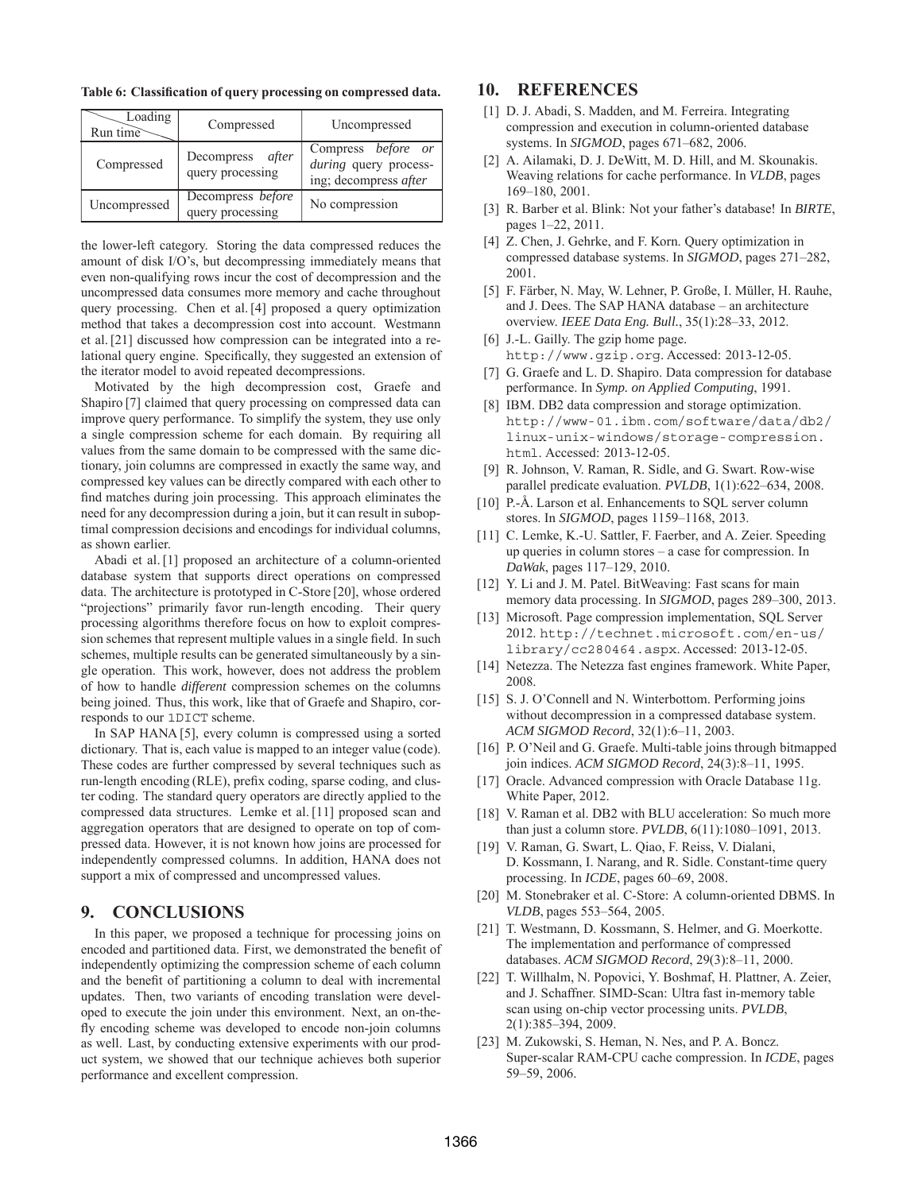**Table 6: Classification of query processing on compressed data.**

| Run time \ Loading | Compressed | Uncompressed |
|---|---|---|
| Compressed | Decompress *after* query processing | Compress *before* or *during* query processing; decompress *after* |
| Uncompressed | Decompress *before* query processing | No compression |

the lower-left category. Storing the data compressed reduces the amount of disk I/O's, but decompressing immediately means that even non-qualifying rows incur the cost of decompression and the uncompressed data consumes more memory and cache throughout query processing. Chen et al. [4] proposed a query optimization method that takes a decompression cost into account. Westmann et al. [21] discussed how compression can be integrated into a relational query engine. Specifically, they suggested an extension of the iterator model to avoid repeated decompressions.

Motivated by the high decompression cost, Graefe and Shapiro [7] claimed that query processing on compressed data can improve query performance. To simplify the system, they use only a single compression scheme for each domain. By requiring all values from the same domain to be compressed with the same dictionary, join columns are compressed in exactly the same way, and compressed key values can be directly compared with each other to find matches during join processing. This approach eliminates the need for any decompression during a join, but it can result in suboptimal compression decisions and encodings for individual columns, as shown earlier.

Abadi et al. [1] proposed an architecture of a column-oriented database system that supports direct operations on compressed data. The architecture is prototyped in C-Store [20], whose ordered "projections" primarily favor run-length encoding. Their query processing algorithms therefore focus on how to exploit compression schemes that represent multiple values in a single field. In such schemes, multiple results can be generated simultaneously by a single operation. This work, however, does not address the problem of how to handle *different* compression schemes on the columns being joined. Thus, this work, like that of Graefe and Shapiro, corresponds to our `1DICT` scheme.

In SAP HANA [5], every column is compressed using a sorted dictionary. That is, each value is mapped to an integer value (code). These codes are further compressed by several techniques such as run-length encoding (RLE), prefix coding, sparse coding, and cluster coding. The standard query operators are directly applied to the compressed data structures. Lemke et al. [11] proposed scan and aggregation operators that are designed to operate on top of compressed data. However, it is not known how joins are processed for independently compressed columns. In addition, HANA does not support a mix of compressed and uncompressed values.

## 9. CONCLUSIONS

In this paper, we proposed a technique for processing joins on encoded and partitioned data. First, we demonstrated the benefit of independently optimizing the compression scheme of each column and the benefit of partitioning a column to deal with incremental updates. Then, two variants of encoding translation were developed to execute the join under this environment. Next, an on-the-fly encoding scheme was developed to encode non-join columns as well. Last, by conducting extensive experiments with our product system, we showed that our technique achieves both superior performance and excellent compression.

## 10. REFERENCES

[1] D. J. Abadi, S. Madden, and M. Ferreira. Integrating compression and execution in column-oriented database systems. In *SIGMOD*, pages 671–682, 2006.

[2] A. Ailamaki, D. J. DeWitt, M. D. Hill, and M. Skounakis. Weaving relations for cache performance. In *VLDB*, pages 169–180, 2001.

[3] R. Barber et al. Blink: Not your father's database! In *BIRTE*, pages 1–22, 2011.

[4] Z. Chen, J. Gehrke, and F. Korn. Query optimization in compressed database systems. In *SIGMOD*, pages 271–282, 2001.

[5] F. Färber, N. May, W. Lehner, P. Große, I. Müller, H. Rauhe, and J. Dees. The SAP HANA database – an architecture overview. *IEEE Data Eng. Bull.*, 35(1):28–33, 2012.

[6] J.-L. Gailly. The gzip home page. `http://www.gzip.org`. Accessed: 2013-12-05.

[7] G. Graefe and L. D. Shapiro. Data compression for database performance. In *Symp. on Applied Computing*, 1991.

[8] IBM. DB2 data compression and storage optimization. `http://www-01.ibm.com/software/data/db2/linux-unix-windows/storage-compression.html`. Accessed: 2013-12-05.

[9] R. Johnson, V. Raman, R. Sidle, and G. Swart. Row-wise parallel predicate evaluation. *PVLDB*, 1(1):622–634, 2008.

[10] P.-Å. Larson et al. Enhancements to SQL server column stores. In *SIGMOD*, pages 1159–1168, 2013.

[11] C. Lemke, K.-U. Sattler, F. Faerber, and A. Zeier. Speeding up queries in column stores – a case for compression. In *DaWak*, pages 117–129, 2010.

[12] Y. Li and J. M. Patel. BitWeaving: Fast scans for main memory data processing. In *SIGMOD*, pages 289–300, 2013.

[13] Microsoft. Page compression implementation, SQL Server 2012. `http://technet.microsoft.com/en-us/library/cc280464.aspx`. Accessed: 2013-12-05.

[14] Netezza. The Netezza fast engines framework. White Paper, 2008.

[15] S. J. O'Connell and N. Winterbottom. Performing joins without decompression in a compressed database system. *ACM SIGMOD Record*, 32(1):6–11, 2003.

[16] P. O'Neil and G. Graefe. Multi-table joins through bitmapped join indices. *ACM SIGMOD Record*, 24(3):8–11, 1995.

[17] Oracle. Advanced compression with Oracle Database 11g. White Paper, 2012.

[18] V. Raman et al. DB2 with BLU acceleration: So much more than just a column store. *PVLDB*, 6(11):1080–1091, 2013.

[19] V. Raman, G. Swart, L. Qiao, F. Reiss, V. Dialani, D. Kossmann, I. Narang, and R. Sidle. Constant-time query processing. In *ICDE*, pages 60–69, 2008.

[20] M. Stonebraker et al. C-Store: A column-oriented DBMS. In *VLDB*, pages 553–564, 2005.

[21] T. Westmann, D. Kossmann, S. Helmer, and G. Moerkotte. The implementation and performance of compressed databases. *ACM SIGMOD Record*, 29(3):8–11, 2000.

[22] T. Willhalm, N. Popovici, Y. Boshmaf, H. Plattner, A. Zeier, and J. Schaffner. SIMD-Scan: Ultra fast in-memory table scan using on-chip vector processing units. *PVLDB*, 2(1):385–394, 2009.

[23] M. Zukowski, S. Heman, N. Nes, and P. A. Boncz. Super-scalar RAM-CPU cache compression. In *ICDE*, pages 59–59, 2006.